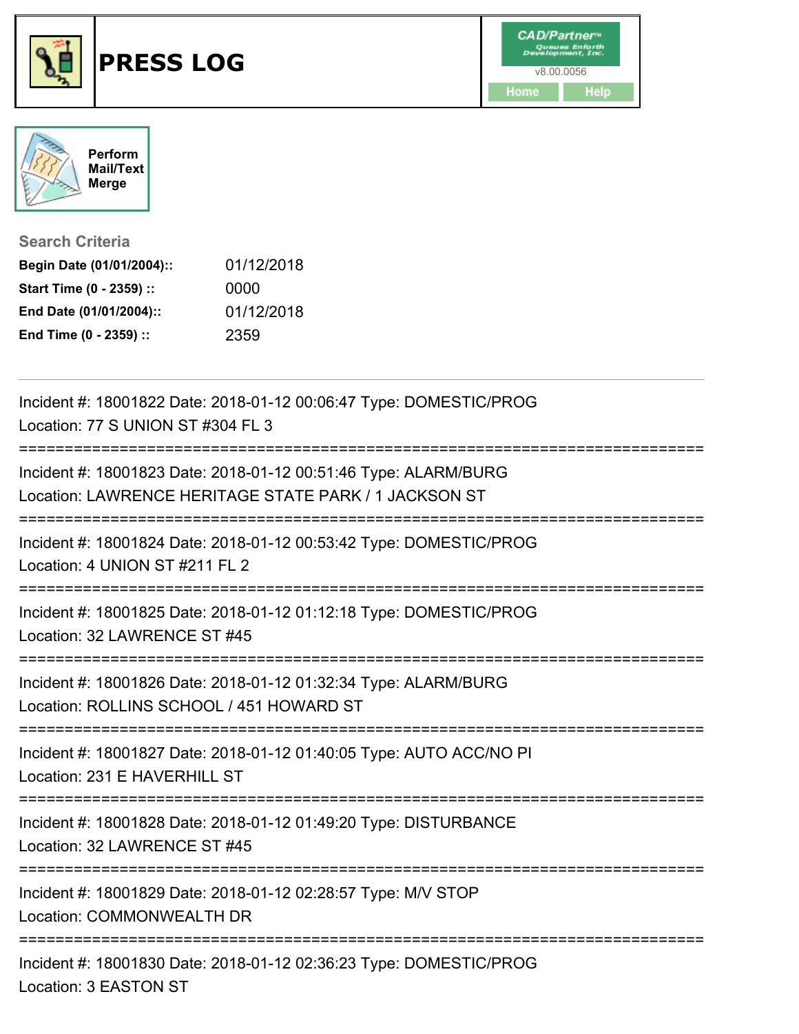# PRESS LOG

CAD/Partner™ Queues Enforth Development, Inc.
v8.00.0056
Home Help

Perform Mail/Text Merge

## Search Criteria

**Begin Date (01/01/2004)::** 01/12/2018
**Start Time (0 - 2359) ::** 0000
**End Date (01/01/2004)::** 01/12/2018
**End Time (0 - 2359) ::** 2359

---

Incident #: 18001822 Date: 2018-01-12 00:06:47 Type: DOMESTIC/PROG
Location: 77 S UNION ST #304 FL 3

===========================================================================

Incident #: 18001823 Date: 2018-01-12 00:51:46 Type: ALARM/BURG
Location: LAWRENCE HERITAGE STATE PARK / 1 JACKSON ST

===========================================================================

Incident #: 18001824 Date: 2018-01-12 00:53:42 Type: DOMESTIC/PROG
Location: 4 UNION ST #211 FL 2

===========================================================================

Incident #: 18001825 Date: 2018-01-12 01:12:18 Type: DOMESTIC/PROG
Location: 32 LAWRENCE ST #45

===========================================================================

Incident #: 18001826 Date: 2018-01-12 01:32:34 Type: ALARM/BURG
Location: ROLLINS SCHOOL / 451 HOWARD ST

===========================================================================

Incident #: 18001827 Date: 2018-01-12 01:40:05 Type: AUTO ACC/NO PI
Location: 231 E HAVERHILL ST

===========================================================================

Incident #: 18001828 Date: 2018-01-12 01:49:20 Type: DISTURBANCE
Location: 32 LAWRENCE ST #45

===========================================================================

Incident #: 18001829 Date: 2018-01-12 02:28:57 Type: M/V STOP
Location: COMMONWEALTH DR

===========================================================================

Incident #: 18001830 Date: 2018-01-12 02:36:23 Type: DOMESTIC/PROG
Location: 3 EASTON ST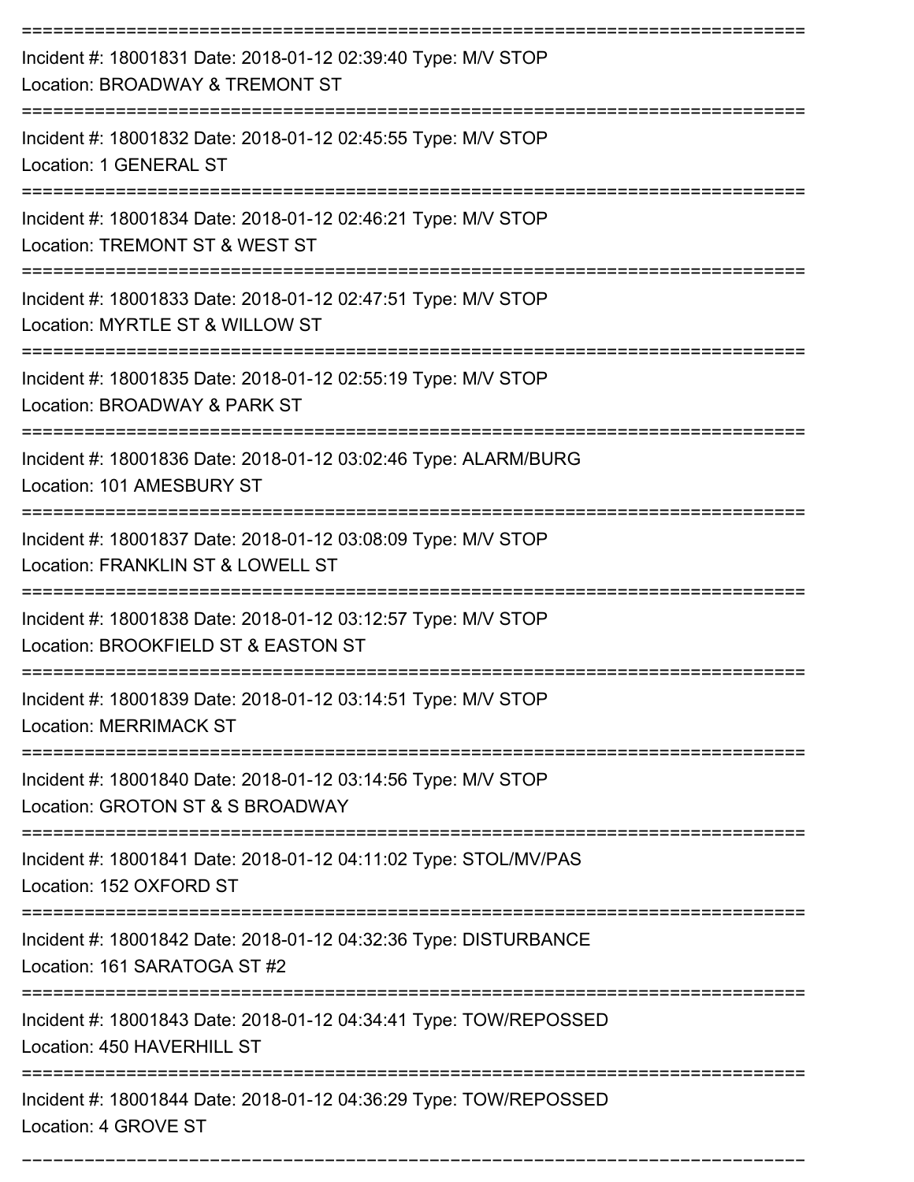Incident #: 18001831 Date: 2018-01-12 02:39:40 Type: M/V STOP
Location: BROADWAY & TREMONT ST

Incident #: 18001832 Date: 2018-01-12 02:45:55 Type: M/V STOP
Location: 1 GENERAL ST

Incident #: 18001834 Date: 2018-01-12 02:46:21 Type: M/V STOP
Location: TREMONT ST & WEST ST

Incident #: 18001833 Date: 2018-01-12 02:47:51 Type: M/V STOP
Location: MYRTLE ST & WILLOW ST

Incident #: 18001835 Date: 2018-01-12 02:55:19 Type: M/V STOP
Location: BROADWAY & PARK ST

Incident #: 18001836 Date: 2018-01-12 03:02:46 Type: ALARM/BURG
Location: 101 AMESBURY ST

Incident #: 18001837 Date: 2018-01-12 03:08:09 Type: M/V STOP
Location: FRANKLIN ST & LOWELL ST

Incident #: 18001838 Date: 2018-01-12 03:12:57 Type: M/V STOP
Location: BROOKFIELD ST & EASTON ST

Incident #: 18001839 Date: 2018-01-12 03:14:51 Type: M/V STOP
Location: MERRIMACK ST

Incident #: 18001840 Date: 2018-01-12 03:14:56 Type: M/V STOP
Location: GROTON ST & S BROADWAY

Incident #: 18001841 Date: 2018-01-12 04:11:02 Type: STOL/MV/PAS
Location: 152 OXFORD ST

Incident #: 18001842 Date: 2018-01-12 04:32:36 Type: DISTURBANCE
Location: 161 SARATOGA ST #2

Incident #: 18001843 Date: 2018-01-12 04:34:41 Type: TOW/REPOSSED
Location: 450 HAVERHILL ST

Incident #: 18001844 Date: 2018-01-12 04:36:29 Type: TOW/REPOSSED
Location: 4 GROVE ST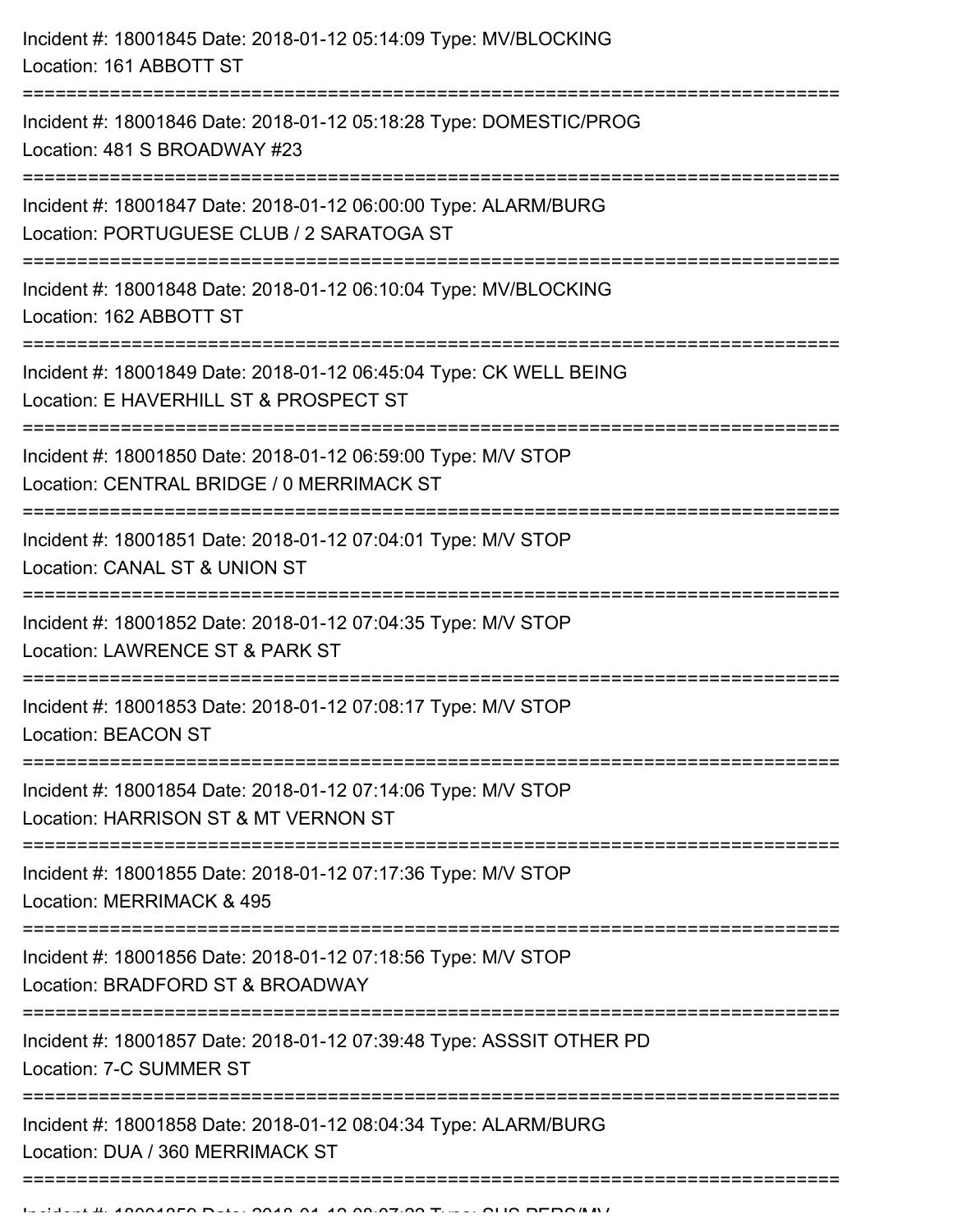Incident #: 18001845 Date: 2018-01-12 05:14:09 Type: MV/BLOCKING
Location: 161 ABBOTT ST

===========================================================================

Incident #: 18001846 Date: 2018-01-12 05:18:28 Type: DOMESTIC/PROG
Location: 481 S BROADWAY #23

===========================================================================

Incident #: 18001847 Date: 2018-01-12 06:00:00 Type: ALARM/BURG
Location: PORTUGUESE CLUB / 2 SARATOGA ST

===========================================================================

Incident #: 18001848 Date: 2018-01-12 06:10:04 Type: MV/BLOCKING
Location: 162 ABBOTT ST

===========================================================================

Incident #: 18001849 Date: 2018-01-12 06:45:04 Type: CK WELL BEING
Location: E HAVERHILL ST & PROSPECT ST

===========================================================================

Incident #: 18001850 Date: 2018-01-12 06:59:00 Type: M/V STOP
Location: CENTRAL BRIDGE / 0 MERRIMACK ST

===========================================================================

Incident #: 18001851 Date: 2018-01-12 07:04:01 Type: M/V STOP
Location: CANAL ST & UNION ST

===========================================================================

Incident #: 18001852 Date: 2018-01-12 07:04:35 Type: M/V STOP
Location: LAWRENCE ST & PARK ST

===========================================================================

Incident #: 18001853 Date: 2018-01-12 07:08:17 Type: M/V STOP
Location: BEACON ST

===========================================================================

Incident #: 18001854 Date: 2018-01-12 07:14:06 Type: M/V STOP
Location: HARRISON ST & MT VERNON ST

===========================================================================

Incident #: 18001855 Date: 2018-01-12 07:17:36 Type: M/V STOP
Location: MERRIMACK & 495

===========================================================================

Incident #: 18001856 Date: 2018-01-12 07:18:56 Type: M/V STOP
Location: BRADFORD ST & BROADWAY

===========================================================================

Incident #: 18001857 Date: 2018-01-12 07:39:48 Type: ASSSIT OTHER PD
Location: 7-C SUMMER ST

===========================================================================

Incident #: 18001858 Date: 2018-01-12 08:04:34 Type: ALARM/BURG
Location: DUA / 360 MERRIMACK ST

===========================================================================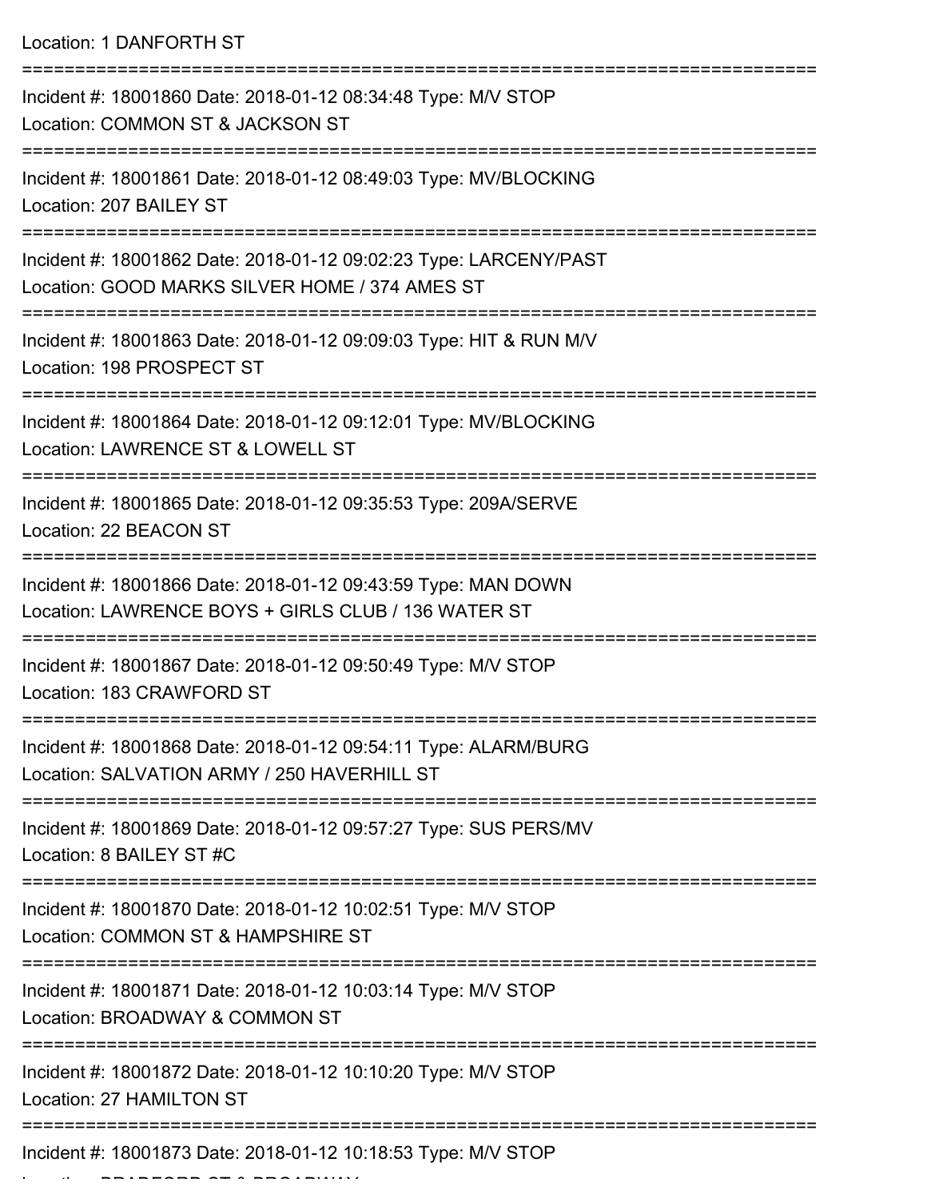Location: 1 DANFORTH ST

===========================================================================

Incident #: 18001860 Date: 2018-01-12 08:34:48 Type: M/V STOP
Location: COMMON ST & JACKSON ST

===========================================================================

Incident #: 18001861 Date: 2018-01-12 08:49:03 Type: MV/BLOCKING
Location: 207 BAILEY ST

===========================================================================

Incident #: 18001862 Date: 2018-01-12 09:02:23 Type: LARCENY/PAST
Location: GOOD MARKS SILVER HOME / 374 AMES ST

===========================================================================

Incident #: 18001863 Date: 2018-01-12 09:09:03 Type: HIT & RUN M/V
Location: 198 PROSPECT ST

===========================================================================

Incident #: 18001864 Date: 2018-01-12 09:12:01 Type: MV/BLOCKING
Location: LAWRENCE ST & LOWELL ST

===========================================================================

Incident #: 18001865 Date: 2018-01-12 09:35:53 Type: 209A/SERVE
Location: 22 BEACON ST

===========================================================================

Incident #: 18001866 Date: 2018-01-12 09:43:59 Type: MAN DOWN
Location: LAWRENCE BOYS + GIRLS CLUB / 136 WATER ST

===========================================================================

Incident #: 18001867 Date: 2018-01-12 09:50:49 Type: M/V STOP
Location: 183 CRAWFORD ST

===========================================================================

Incident #: 18001868 Date: 2018-01-12 09:54:11 Type: ALARM/BURG
Location: SALVATION ARMY / 250 HAVERHILL ST

===========================================================================

Incident #: 18001869 Date: 2018-01-12 09:57:27 Type: SUS PERS/MV
Location: 8 BAILEY ST #C

===========================================================================

Incident #: 18001870 Date: 2018-01-12 10:02:51 Type: M/V STOP
Location: COMMON ST & HAMPSHIRE ST

===========================================================================

Incident #: 18001871 Date: 2018-01-12 10:03:14 Type: M/V STOP
Location: BROADWAY & COMMON ST

===========================================================================

Incident #: 18001872 Date: 2018-01-12 10:10:20 Type: M/V STOP
Location: 27 HAMILTON ST

===========================================================================

Incident #: 18001873 Date: 2018-01-12 10:18:53 Type: M/V STOP
Location: BRADFORD ST & BROADWAY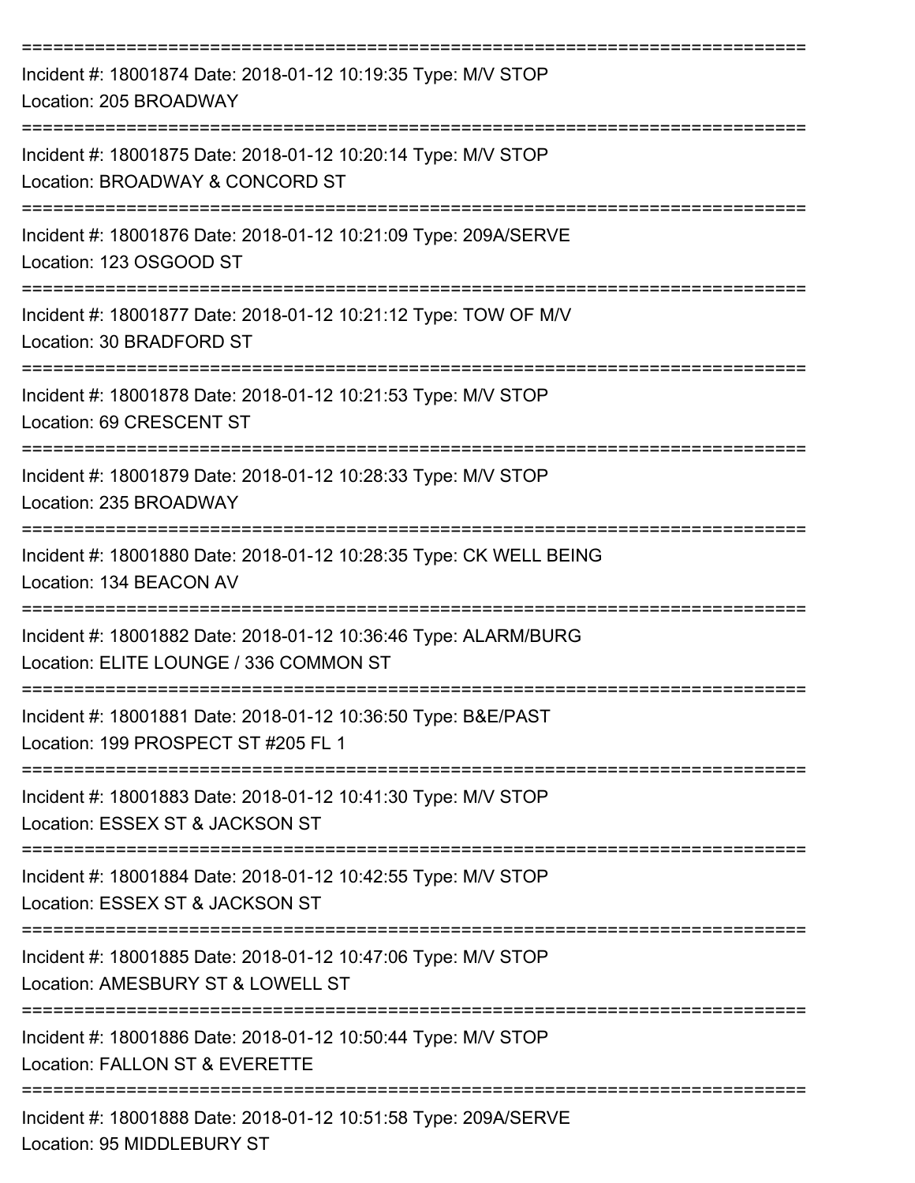===========================================================================

Incident #: 18001874 Date: 2018-01-12 10:19:35 Type: M/V STOP
Location: 205 BROADWAY

===========================================================================

Incident #: 18001875 Date: 2018-01-12 10:20:14 Type: M/V STOP
Location: BROADWAY & CONCORD ST

===========================================================================

Incident #: 18001876 Date: 2018-01-12 10:21:09 Type: 209A/SERVE
Location: 123 OSGOOD ST

===========================================================================

Incident #: 18001877 Date: 2018-01-12 10:21:12 Type: TOW OF M/V
Location: 30 BRADFORD ST

===========================================================================

Incident #: 18001878 Date: 2018-01-12 10:21:53 Type: M/V STOP
Location: 69 CRESCENT ST

===========================================================================

Incident #: 18001879 Date: 2018-01-12 10:28:33 Type: M/V STOP
Location: 235 BROADWAY

===========================================================================

Incident #: 18001880 Date: 2018-01-12 10:28:35 Type: CK WELL BEING
Location: 134 BEACON AV

===========================================================================

Incident #: 18001882 Date: 2018-01-12 10:36:46 Type: ALARM/BURG
Location: ELITE LOUNGE / 336 COMMON ST

===========================================================================

Incident #: 18001881 Date: 2018-01-12 10:36:50 Type: B&E/PAST
Location: 199 PROSPECT ST #205 FL 1

===========================================================================

Incident #: 18001883 Date: 2018-01-12 10:41:30 Type: M/V STOP
Location: ESSEX ST & JACKSON ST

===========================================================================

Incident #: 18001884 Date: 2018-01-12 10:42:55 Type: M/V STOP
Location: ESSEX ST & JACKSON ST

===========================================================================

Incident #: 18001885 Date: 2018-01-12 10:47:06 Type: M/V STOP
Location: AMESBURY ST & LOWELL ST

===========================================================================

Incident #: 18001886 Date: 2018-01-12 10:50:44 Type: M/V STOP
Location: FALLON ST & EVERETTE

===========================================================================

Incident #: 18001888 Date: 2018-01-12 10:51:58 Type: 209A/SERVE
Location: 95 MIDDLEBURY ST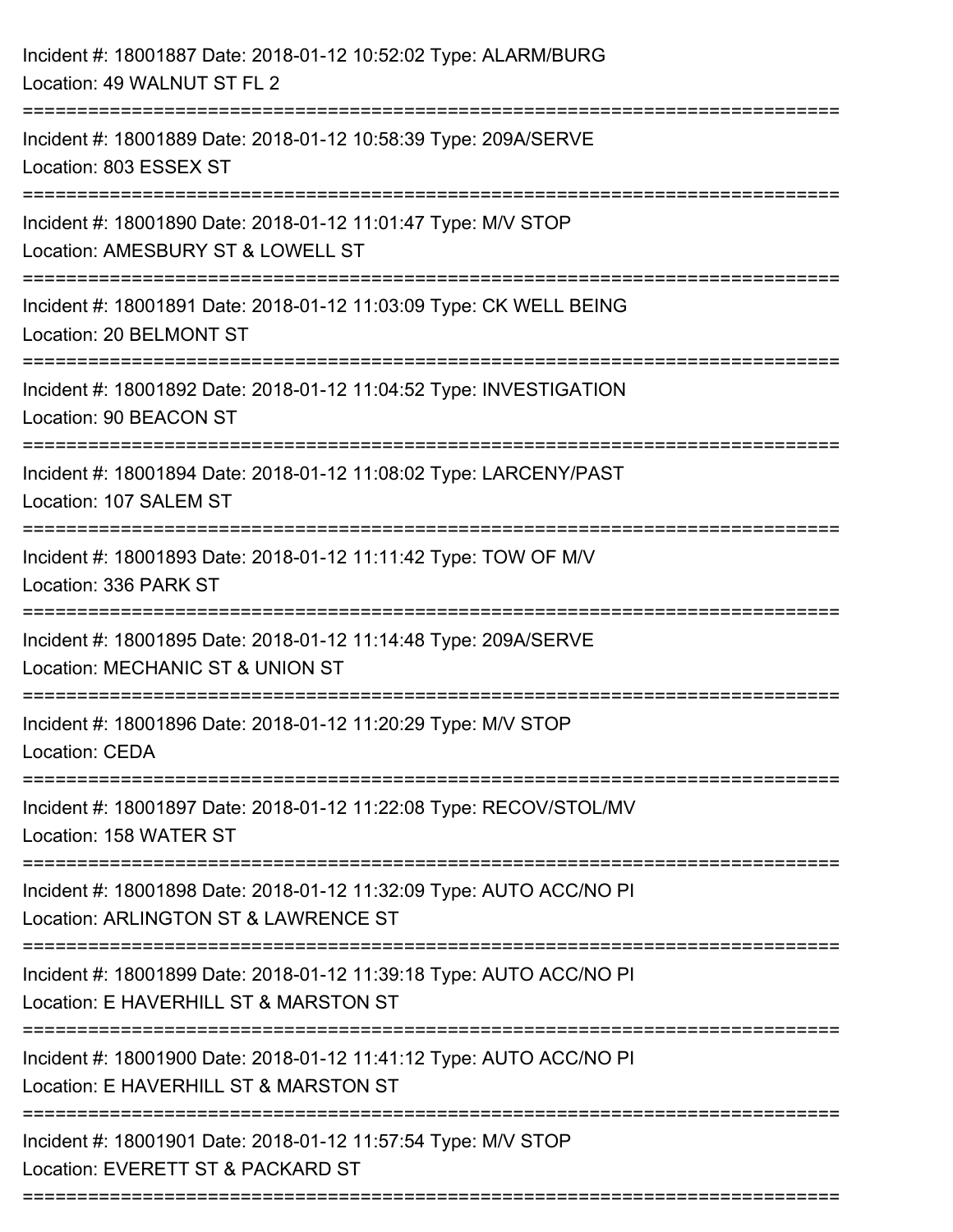Incident #: 18001887 Date: 2018-01-12 10:52:02 Type: ALARM/BURG
Location: 49 WALNUT ST FL 2

===========================================================================

Incident #: 18001889 Date: 2018-01-12 10:58:39 Type: 209A/SERVE
Location: 803 ESSEX ST

===========================================================================

Incident #: 18001890 Date: 2018-01-12 11:01:47 Type: M/V STOP
Location: AMESBURY ST & LOWELL ST

===========================================================================

Incident #: 18001891 Date: 2018-01-12 11:03:09 Type: CK WELL BEING
Location: 20 BELMONT ST

===========================================================================

Incident #: 18001892 Date: 2018-01-12 11:04:52 Type: INVESTIGATION
Location: 90 BEACON ST

===========================================================================

Incident #: 18001894 Date: 2018-01-12 11:08:02 Type: LARCENY/PAST
Location: 107 SALEM ST

===========================================================================

Incident #: 18001893 Date: 2018-01-12 11:11:42 Type: TOW OF M/V
Location: 336 PARK ST

===========================================================================

Incident #: 18001895 Date: 2018-01-12 11:14:48 Type: 209A/SERVE
Location: MECHANIC ST & UNION ST

===========================================================================

Incident #: 18001896 Date: 2018-01-12 11:20:29 Type: M/V STOP
Location: CEDA

===========================================================================

Incident #: 18001897 Date: 2018-01-12 11:22:08 Type: RECOV/STOL/MV
Location: 158 WATER ST

===========================================================================

Incident #: 18001898 Date: 2018-01-12 11:32:09 Type: AUTO ACC/NO PI
Location: ARLINGTON ST & LAWRENCE ST

===========================================================================

Incident #: 18001899 Date: 2018-01-12 11:39:18 Type: AUTO ACC/NO PI
Location: E HAVERHILL ST & MARSTON ST

===========================================================================

Incident #: 18001900 Date: 2018-01-12 11:41:12 Type: AUTO ACC/NO PI
Location: E HAVERHILL ST & MARSTON ST

===========================================================================

Incident #: 18001901 Date: 2018-01-12 11:57:54 Type: M/V STOP
Location: EVERETT ST & PACKARD ST

===========================================================================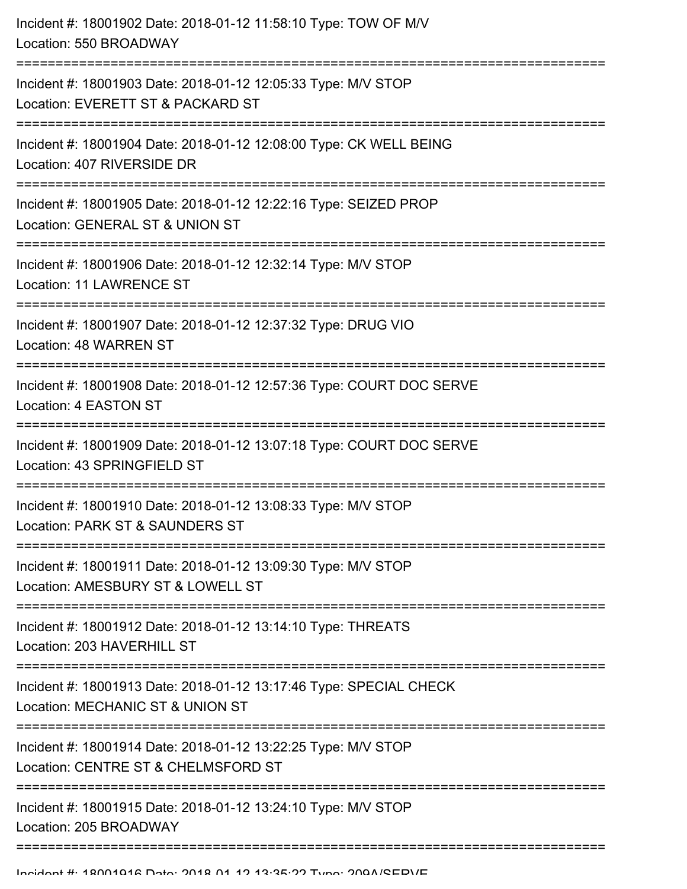Incident #: 18001902 Date: 2018-01-12 11:58:10 Type: TOW OF M/V
Location: 550 BROADWAY

===========================================================================

Incident #: 18001903 Date: 2018-01-12 12:05:33 Type: M/V STOP
Location: EVERETT ST & PACKARD ST

===========================================================================

Incident #: 18001904 Date: 2018-01-12 12:08:00 Type: CK WELL BEING
Location: 407 RIVERSIDE DR

===========================================================================

Incident #: 18001905 Date: 2018-01-12 12:22:16 Type: SEIZED PROP
Location: GENERAL ST & UNION ST

===========================================================================

Incident #: 18001906 Date: 2018-01-12 12:32:14 Type: M/V STOP
Location: 11 LAWRENCE ST

===========================================================================

Incident #: 18001907 Date: 2018-01-12 12:37:32 Type: DRUG VIO
Location: 48 WARREN ST

===========================================================================

Incident #: 18001908 Date: 2018-01-12 12:57:36 Type: COURT DOC SERVE
Location: 4 EASTON ST

===========================================================================

Incident #: 18001909 Date: 2018-01-12 13:07:18 Type: COURT DOC SERVE
Location: 43 SPRINGFIELD ST

===========================================================================

Incident #: 18001910 Date: 2018-01-12 13:08:33 Type: M/V STOP
Location: PARK ST & SAUNDERS ST

===========================================================================

Incident #: 18001911 Date: 2018-01-12 13:09:30 Type: M/V STOP
Location: AMESBURY ST & LOWELL ST

===========================================================================

Incident #: 18001912 Date: 2018-01-12 13:14:10 Type: THREATS
Location: 203 HAVERHILL ST

===========================================================================

Incident #: 18001913 Date: 2018-01-12 13:17:46 Type: SPECIAL CHECK
Location: MECHANIC ST & UNION ST

===========================================================================

Incident #: 18001914 Date: 2018-01-12 13:22:25 Type: M/V STOP
Location: CENTRE ST & CHELMSFORD ST

===========================================================================

Incident #: 18001915 Date: 2018-01-12 13:24:10 Type: M/V STOP
Location: 205 BROADWAY

===========================================================================

Incident #: 18001916 Date: 2018-01-12 13:35:22 Type: 209A/SERVE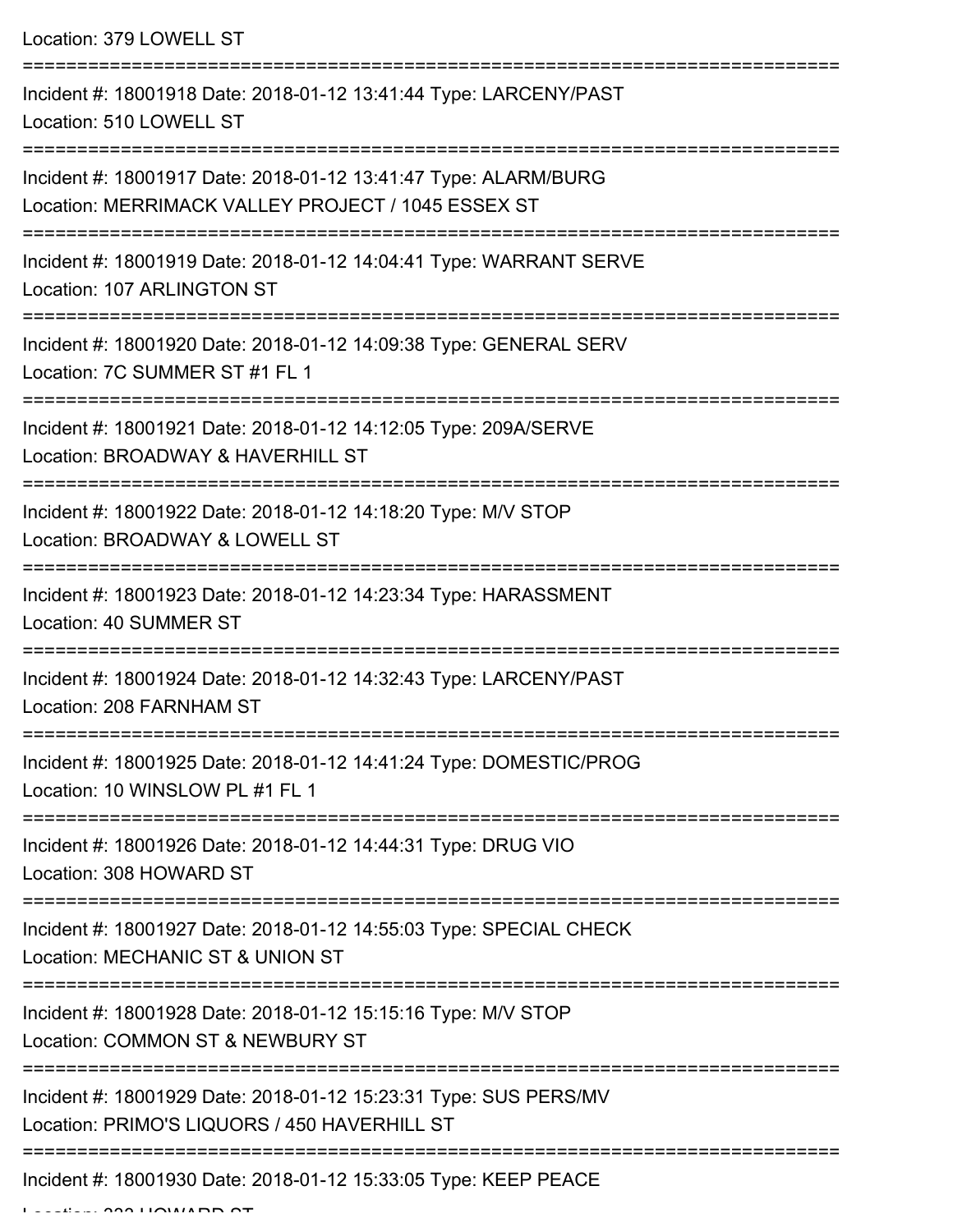Location: 379 LOWELL ST

===========================================================================

Incident #: 18001918 Date: 2018-01-12 13:41:44 Type: LARCENY/PAST
Location: 510 LOWELL ST

===========================================================================

Incident #: 18001917 Date: 2018-01-12 13:41:47 Type: ALARM/BURG
Location: MERRIMACK VALLEY PROJECT / 1045 ESSEX ST

===========================================================================

Incident #: 18001919 Date: 2018-01-12 14:04:41 Type: WARRANT SERVE
Location: 107 ARLINGTON ST

===========================================================================

Incident #: 18001920 Date: 2018-01-12 14:09:38 Type: GENERAL SERV
Location: 7C SUMMER ST #1 FL 1

===========================================================================

Incident #: 18001921 Date: 2018-01-12 14:12:05 Type: 209A/SERVE
Location: BROADWAY & HAVERHILL ST

===========================================================================

Incident #: 18001922 Date: 2018-01-12 14:18:20 Type: M/V STOP
Location: BROADWAY & LOWELL ST

===========================================================================

Incident #: 18001923 Date: 2018-01-12 14:23:34 Type: HARASSMENT
Location: 40 SUMMER ST

===========================================================================

Incident #: 18001924 Date: 2018-01-12 14:32:43 Type: LARCENY/PAST
Location: 208 FARNHAM ST

===========================================================================

Incident #: 18001925 Date: 2018-01-12 14:41:24 Type: DOMESTIC/PROG
Location: 10 WINSLOW PL #1 FL 1

===========================================================================

Incident #: 18001926 Date: 2018-01-12 14:44:31 Type: DRUG VIO
Location: 308 HOWARD ST

===========================================================================

Incident #: 18001927 Date: 2018-01-12 14:55:03 Type: SPECIAL CHECK
Location: MECHANIC ST & UNION ST

===========================================================================

Incident #: 18001928 Date: 2018-01-12 15:15:16 Type: M/V STOP
Location: COMMON ST & NEWBURY ST

===========================================================================

Incident #: 18001929 Date: 2018-01-12 15:23:31 Type: SUS PERS/MV
Location: PRIMO'S LIQUORS / 450 HAVERHILL ST

===========================================================================

Incident #: 18001930 Date: 2018-01-12 15:33:05 Type: KEEP PEACE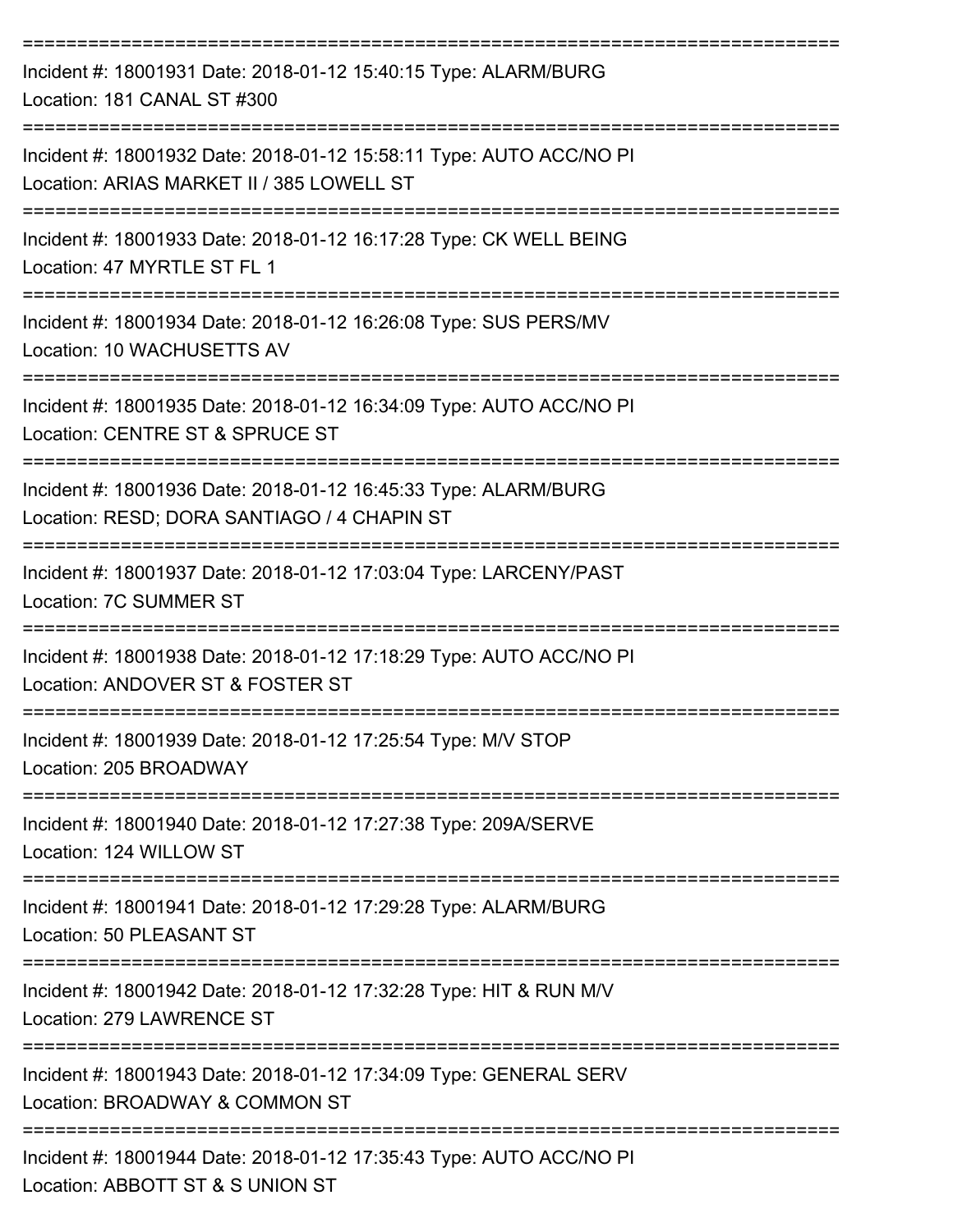===========================================================================
Incident #: 18001931 Date: 2018-01-12 15:40:15 Type: ALARM/BURG
Location: 181 CANAL ST #300
===========================================================================
Incident #: 18001932 Date: 2018-01-12 15:58:11 Type: AUTO ACC/NO PI
Location: ARIAS MARKET II / 385 LOWELL ST
===========================================================================
Incident #: 18001933 Date: 2018-01-12 16:17:28 Type: CK WELL BEING
Location: 47 MYRTLE ST FL 1
===========================================================================
Incident #: 18001934 Date: 2018-01-12 16:26:08 Type: SUS PERS/MV
Location: 10 WACHUSETTS AV
===========================================================================
Incident #: 18001935 Date: 2018-01-12 16:34:09 Type: AUTO ACC/NO PI
Location: CENTRE ST & SPRUCE ST
===========================================================================
Incident #: 18001936 Date: 2018-01-12 16:45:33 Type: ALARM/BURG
Location: RESD; DORA SANTIAGO / 4 CHAPIN ST
===========================================================================
Incident #: 18001937 Date: 2018-01-12 17:03:04 Type: LARCENY/PAST
Location: 7C SUMMER ST
===========================================================================
Incident #: 18001938 Date: 2018-01-12 17:18:29 Type: AUTO ACC/NO PI
Location: ANDOVER ST & FOSTER ST
===========================================================================
Incident #: 18001939 Date: 2018-01-12 17:25:54 Type: M/V STOP
Location: 205 BROADWAY
===========================================================================
Incident #: 18001940 Date: 2018-01-12 17:27:38 Type: 209A/SERVE
Location: 124 WILLOW ST
===========================================================================
Incident #: 18001941 Date: 2018-01-12 17:29:28 Type: ALARM/BURG
Location: 50 PLEASANT ST
===========================================================================
Incident #: 18001942 Date: 2018-01-12 17:32:28 Type: HIT & RUN M/V
Location: 279 LAWRENCE ST
===========================================================================
Incident #: 18001943 Date: 2018-01-12 17:34:09 Type: GENERAL SERV
Location: BROADWAY & COMMON ST
===========================================================================
Incident #: 18001944 Date: 2018-01-12 17:35:43 Type: AUTO ACC/NO PI
Location: ABBOTT ST & S UNION ST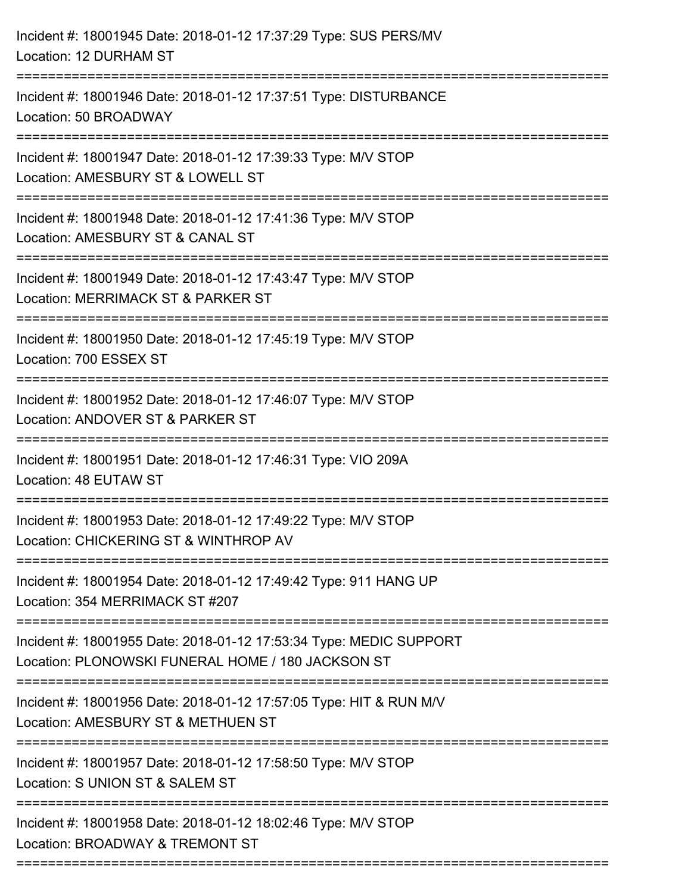Incident #: 18001945 Date: 2018-01-12 17:37:29 Type: SUS PERS/MV
Location: 12 DURHAM ST

===========================================================================

Incident #: 18001946 Date: 2018-01-12 17:37:51 Type: DISTURBANCE
Location: 50 BROADWAY

===========================================================================

Incident #: 18001947 Date: 2018-01-12 17:39:33 Type: M/V STOP
Location: AMESBURY ST & LOWELL ST

===========================================================================

Incident #: 18001948 Date: 2018-01-12 17:41:36 Type: M/V STOP
Location: AMESBURY ST & CANAL ST

===========================================================================

Incident #: 18001949 Date: 2018-01-12 17:43:47 Type: M/V STOP
Location: MERRIMACK ST & PARKER ST

===========================================================================

Incident #: 18001950 Date: 2018-01-12 17:45:19 Type: M/V STOP
Location: 700 ESSEX ST

===========================================================================

Incident #: 18001952 Date: 2018-01-12 17:46:07 Type: M/V STOP
Location: ANDOVER ST & PARKER ST

===========================================================================

Incident #: 18001951 Date: 2018-01-12 17:46:31 Type: VIO 209A
Location: 48 EUTAW ST

===========================================================================

Incident #: 18001953 Date: 2018-01-12 17:49:22 Type: M/V STOP
Location: CHICKERING ST & WINTHROP AV

===========================================================================

Incident #: 18001954 Date: 2018-01-12 17:49:42 Type: 911 HANG UP
Location: 354 MERRIMACK ST #207

===========================================================================

Incident #: 18001955 Date: 2018-01-12 17:53:34 Type: MEDIC SUPPORT
Location: PLONOWSKI FUNERAL HOME / 180 JACKSON ST

===========================================================================

Incident #: 18001956 Date: 2018-01-12 17:57:05 Type: HIT & RUN M/V
Location: AMESBURY ST & METHUEN ST

===========================================================================

Incident #: 18001957 Date: 2018-01-12 17:58:50 Type: M/V STOP
Location: S UNION ST & SALEM ST

===========================================================================

Incident #: 18001958 Date: 2018-01-12 18:02:46 Type: M/V STOP
Location: BROADWAY & TREMONT ST

===========================================================================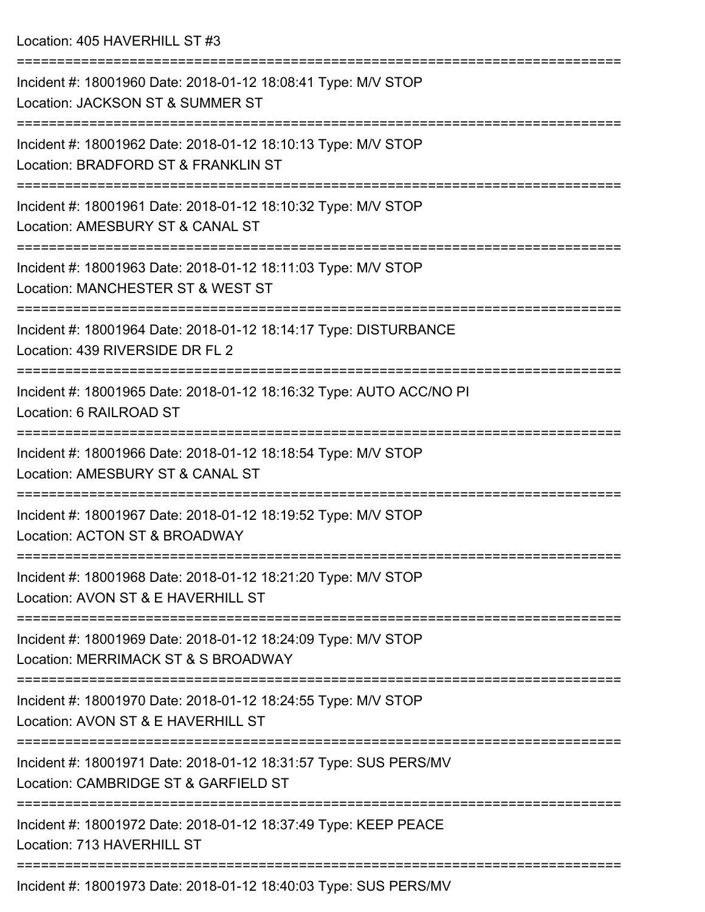Location: 405 HAVERHILL ST #3

===========================================================================

Incident #: 18001960 Date: 2018-01-12 18:08:41 Type: M/V STOP
Location: JACKSON ST & SUMMER ST

===========================================================================

Incident #: 18001962 Date: 2018-01-12 18:10:13 Type: M/V STOP
Location: BRADFORD ST & FRANKLIN ST

===========================================================================

Incident #: 18001961 Date: 2018-01-12 18:10:32 Type: M/V STOP
Location: AMESBURY ST & CANAL ST

===========================================================================

Incident #: 18001963 Date: 2018-01-12 18:11:03 Type: M/V STOP
Location: MANCHESTER ST & WEST ST

===========================================================================

Incident #: 18001964 Date: 2018-01-12 18:14:17 Type: DISTURBANCE
Location: 439 RIVERSIDE DR FL 2

===========================================================================

Incident #: 18001965 Date: 2018-01-12 18:16:32 Type: AUTO ACC/NO PI
Location: 6 RAILROAD ST

===========================================================================

Incident #: 18001966 Date: 2018-01-12 18:18:54 Type: M/V STOP
Location: AMESBURY ST & CANAL ST

===========================================================================

Incident #: 18001967 Date: 2018-01-12 18:19:52 Type: M/V STOP
Location: ACTON ST & BROADWAY

===========================================================================

Incident #: 18001968 Date: 2018-01-12 18:21:20 Type: M/V STOP
Location: AVON ST & E HAVERHILL ST

===========================================================================

Incident #: 18001969 Date: 2018-01-12 18:24:09 Type: M/V STOP
Location: MERRIMACK ST & S BROADWAY

===========================================================================

Incident #: 18001970 Date: 2018-01-12 18:24:55 Type: M/V STOP
Location: AVON ST & E HAVERHILL ST

===========================================================================

Incident #: 18001971 Date: 2018-01-12 18:31:57 Type: SUS PERS/MV
Location: CAMBRIDGE ST & GARFIELD ST

===========================================================================

Incident #: 18001972 Date: 2018-01-12 18:37:49 Type: KEEP PEACE
Location: 713 HAVERHILL ST

===========================================================================

Incident #: 18001973 Date: 2018-01-12 18:40:03 Type: SUS PERS/MV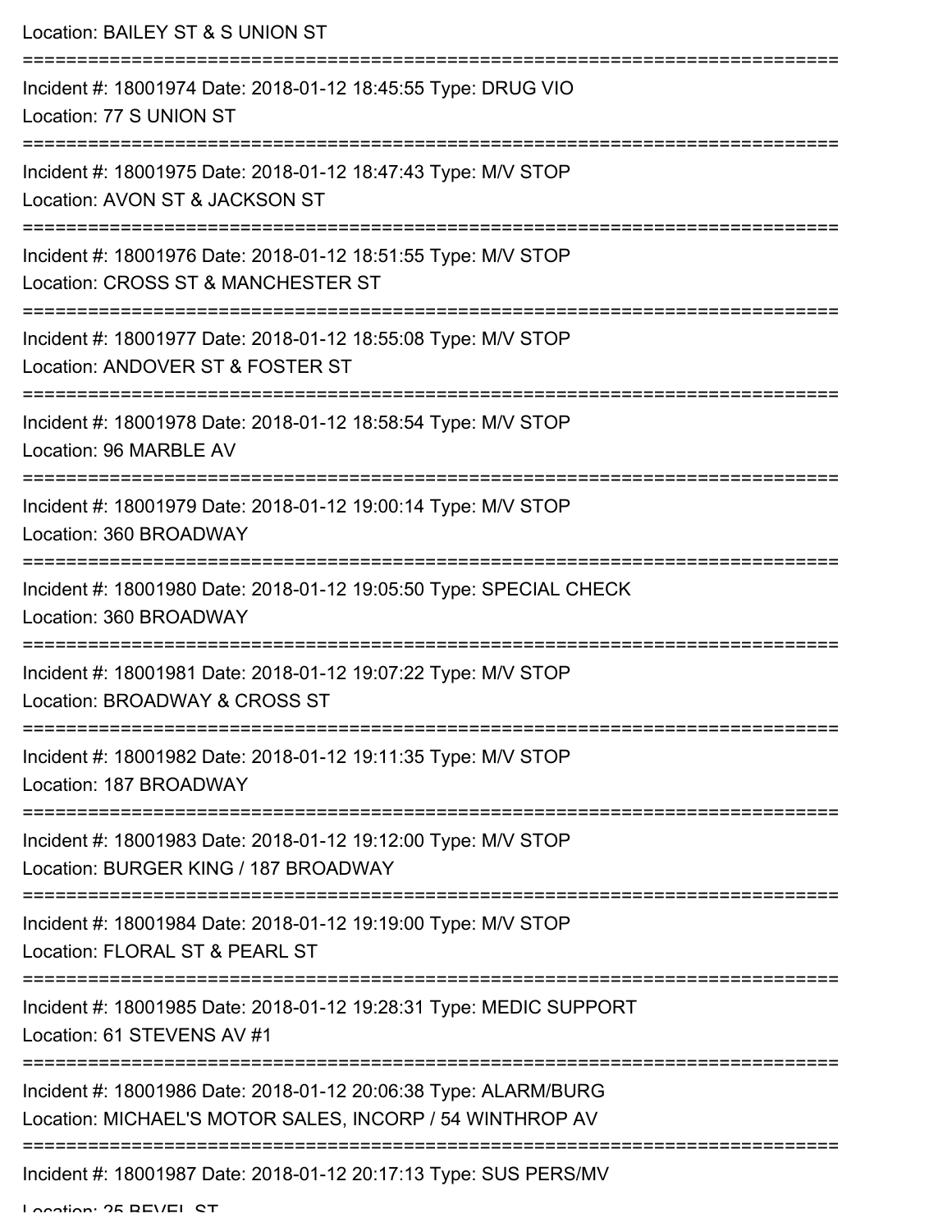Location: BAILEY ST & S UNION ST

===========================================================================

Incident #: 18001974 Date: 2018-01-12 18:45:55 Type: DRUG VIO
Location: 77 S UNION ST

===========================================================================

Incident #: 18001975 Date: 2018-01-12 18:47:43 Type: M/V STOP
Location: AVON ST & JACKSON ST

===========================================================================

Incident #: 18001976 Date: 2018-01-12 18:51:55 Type: M/V STOP
Location: CROSS ST & MANCHESTER ST

===========================================================================

Incident #: 18001977 Date: 2018-01-12 18:55:08 Type: M/V STOP
Location: ANDOVER ST & FOSTER ST

===========================================================================

Incident #: 18001978 Date: 2018-01-12 18:58:54 Type: M/V STOP
Location: 96 MARBLE AV

===========================================================================

Incident #: 18001979 Date: 2018-01-12 19:00:14 Type: M/V STOP
Location: 360 BROADWAY

===========================================================================

Incident #: 18001980 Date: 2018-01-12 19:05:50 Type: SPECIAL CHECK
Location: 360 BROADWAY

===========================================================================

Incident #: 18001981 Date: 2018-01-12 19:07:22 Type: M/V STOP
Location: BROADWAY & CROSS ST

===========================================================================

Incident #: 18001982 Date: 2018-01-12 19:11:35 Type: M/V STOP
Location: 187 BROADWAY

===========================================================================

Incident #: 18001983 Date: 2018-01-12 19:12:00 Type: M/V STOP
Location: BURGER KING / 187 BROADWAY

===========================================================================

Incident #: 18001984 Date: 2018-01-12 19:19:00 Type: M/V STOP
Location: FLORAL ST & PEARL ST

===========================================================================

Incident #: 18001985 Date: 2018-01-12 19:28:31 Type: MEDIC SUPPORT
Location: 61 STEVENS AV #1

===========================================================================

Incident #: 18001986 Date: 2018-01-12 20:06:38 Type: ALARM/BURG
Location: MICHAEL'S MOTOR SALES, INCORP / 54 WINTHROP AV

===========================================================================

Incident #: 18001987 Date: 2018-01-12 20:17:13 Type: SUS PERS/MV
Location: 25 BEVEL ST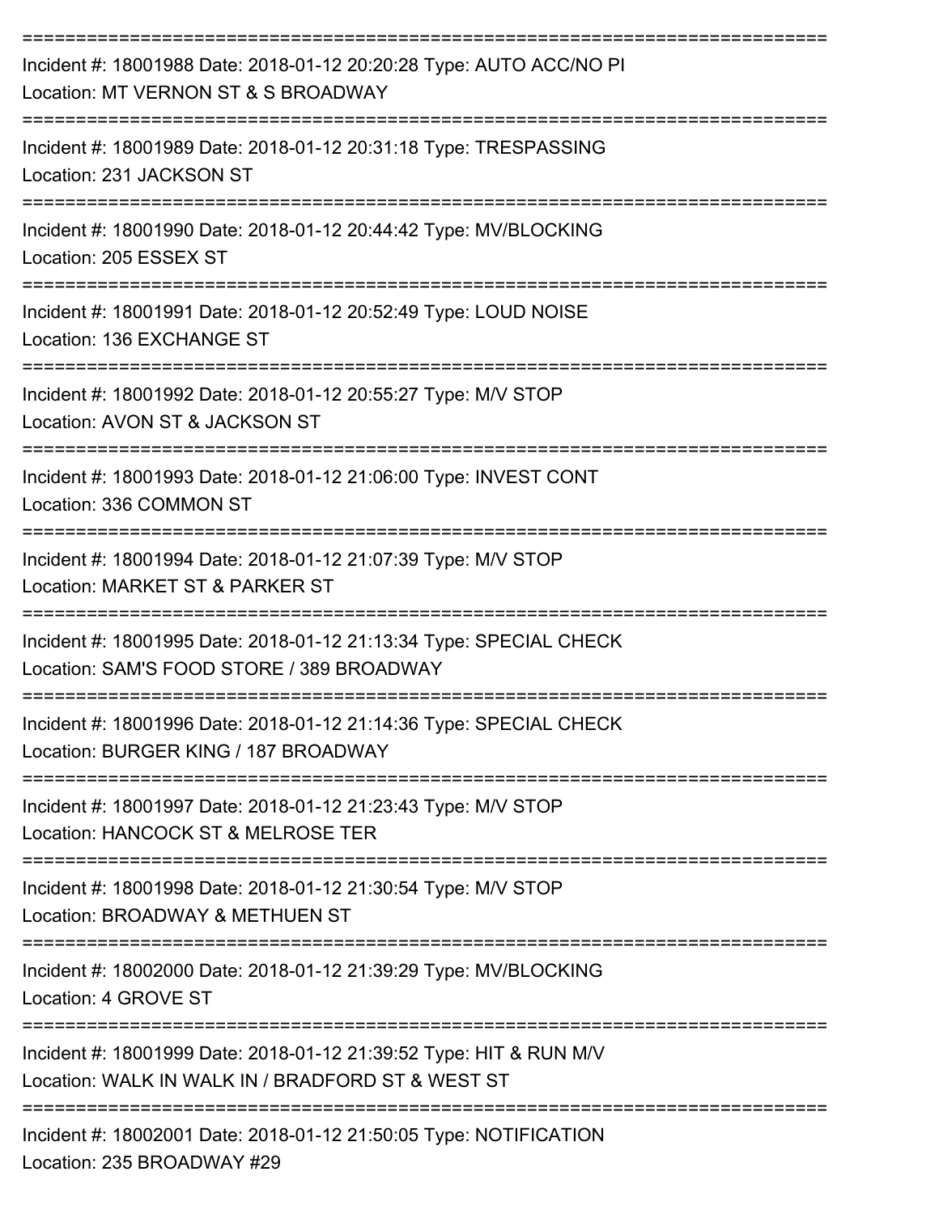===========================================================================

Incident #: 18001988 Date: 2018-01-12 20:20:28 Type: AUTO ACC/NO PI
Location: MT VERNON ST & S BROADWAY

===========================================================================

Incident #: 18001989 Date: 2018-01-12 20:31:18 Type: TRESPASSING
Location: 231 JACKSON ST

===========================================================================

Incident #: 18001990 Date: 2018-01-12 20:44:42 Type: MV/BLOCKING
Location: 205 ESSEX ST

===========================================================================

Incident #: 18001991 Date: 2018-01-12 20:52:49 Type: LOUD NOISE
Location: 136 EXCHANGE ST

===========================================================================

Incident #: 18001992 Date: 2018-01-12 20:55:27 Type: M/V STOP
Location: AVON ST & JACKSON ST

===========================================================================

Incident #: 18001993 Date: 2018-01-12 21:06:00 Type: INVEST CONT
Location: 336 COMMON ST

===========================================================================

Incident #: 18001994 Date: 2018-01-12 21:07:39 Type: M/V STOP
Location: MARKET ST & PARKER ST

===========================================================================

Incident #: 18001995 Date: 2018-01-12 21:13:34 Type: SPECIAL CHECK
Location: SAM'S FOOD STORE / 389 BROADWAY

===========================================================================

Incident #: 18001996 Date: 2018-01-12 21:14:36 Type: SPECIAL CHECK
Location: BURGER KING / 187 BROADWAY

===========================================================================

Incident #: 18001997 Date: 2018-01-12 21:23:43 Type: M/V STOP
Location: HANCOCK ST & MELROSE TER

===========================================================================

Incident #: 18001998 Date: 2018-01-12 21:30:54 Type: M/V STOP
Location: BROADWAY & METHUEN ST

===========================================================================

Incident #: 18002000 Date: 2018-01-12 21:39:29 Type: MV/BLOCKING
Location: 4 GROVE ST

===========================================================================

Incident #: 18001999 Date: 2018-01-12 21:39:52 Type: HIT & RUN M/V
Location: WALK IN WALK IN / BRADFORD ST & WEST ST

===========================================================================

Incident #: 18002001 Date: 2018-01-12 21:50:05 Type: NOTIFICATION
Location: 235 BROADWAY #29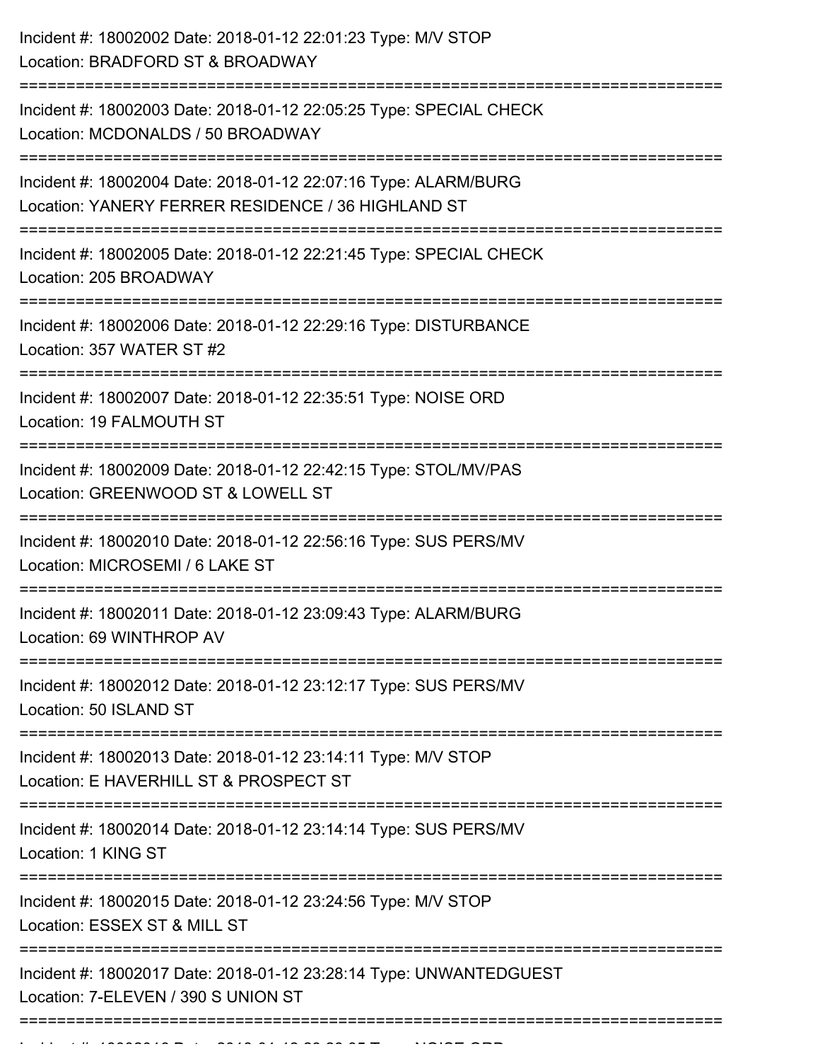Incident #: 18002002 Date: 2018-01-12 22:01:23 Type: M/V STOP
Location: BRADFORD ST & BROADWAY

===========================================================================

Incident #: 18002003 Date: 2018-01-12 22:05:25 Type: SPECIAL CHECK
Location: MCDONALDS / 50 BROADWAY

===========================================================================

Incident #: 18002004 Date: 2018-01-12 22:07:16 Type: ALARM/BURG
Location: YANERY FERRER RESIDENCE / 36 HIGHLAND ST

===========================================================================

Incident #: 18002005 Date: 2018-01-12 22:21:45 Type: SPECIAL CHECK
Location: 205 BROADWAY

===========================================================================

Incident #: 18002006 Date: 2018-01-12 22:29:16 Type: DISTURBANCE
Location: 357 WATER ST #2

===========================================================================

Incident #: 18002007 Date: 2018-01-12 22:35:51 Type: NOISE ORD
Location: 19 FALMOUTH ST

===========================================================================

Incident #: 18002009 Date: 2018-01-12 22:42:15 Type: STOL/MV/PAS
Location: GREENWOOD ST & LOWELL ST

===========================================================================

Incident #: 18002010 Date: 2018-01-12 22:56:16 Type: SUS PERS/MV
Location: MICROSEMI / 6 LAKE ST

===========================================================================

Incident #: 18002011 Date: 2018-01-12 23:09:43 Type: ALARM/BURG
Location: 69 WINTHROP AV

===========================================================================

Incident #: 18002012 Date: 2018-01-12 23:12:17 Type: SUS PERS/MV
Location: 50 ISLAND ST

===========================================================================

Incident #: 18002013 Date: 2018-01-12 23:14:11 Type: M/V STOP
Location: E HAVERHILL ST & PROSPECT ST

===========================================================================

Incident #: 18002014 Date: 2018-01-12 23:14:14 Type: SUS PERS/MV
Location: 1 KING ST

===========================================================================

Incident #: 18002015 Date: 2018-01-12 23:24:56 Type: M/V STOP
Location: ESSEX ST & MILL ST

===========================================================================

Incident #: 18002017 Date: 2018-01-12 23:28:14 Type: UNWANTEDGUEST
Location: 7-ELEVEN / 390 S UNION ST

===========================================================================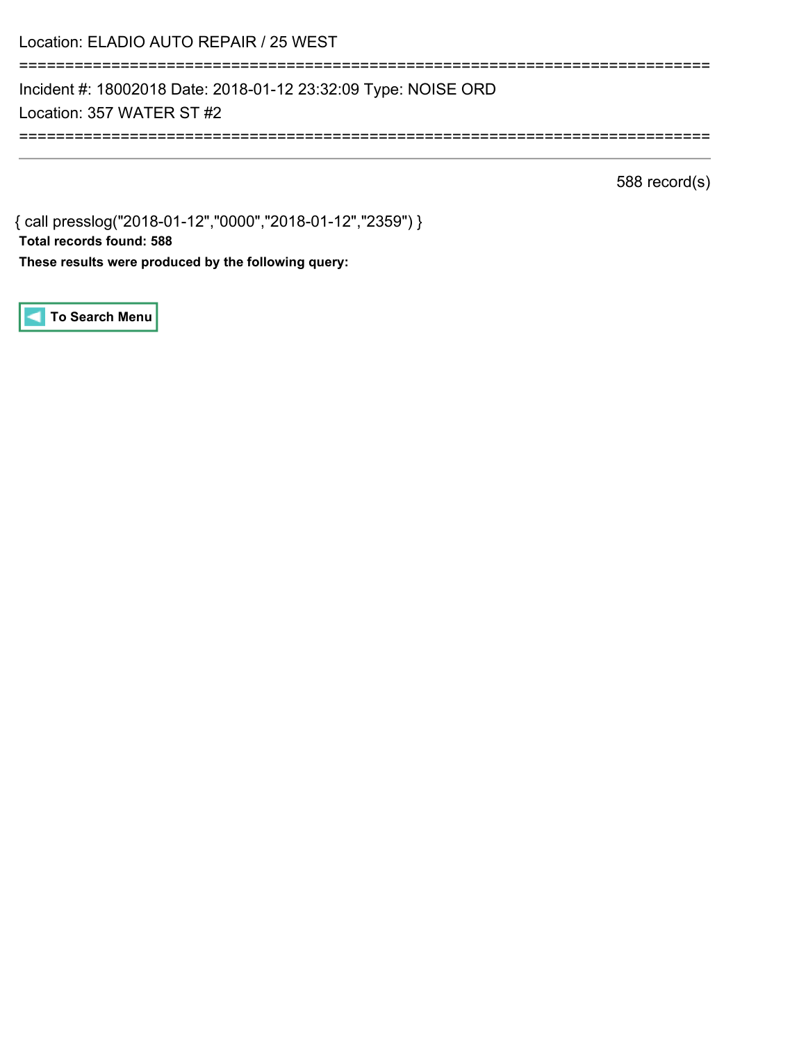Location: ELADIO AUTO REPAIR / 25 WEST

===========================================================================

Incident #: 18002018 Date: 2018-01-12 23:32:09 Type: NOISE ORD

Location: 357 WATER ST #2

===========================================================================

588 record(s)

{ call presslog("2018-01-12","0000","2018-01-12","2359") }

**Total records found: 588**

**These results were produced by the following query:**

**To Search Menu**